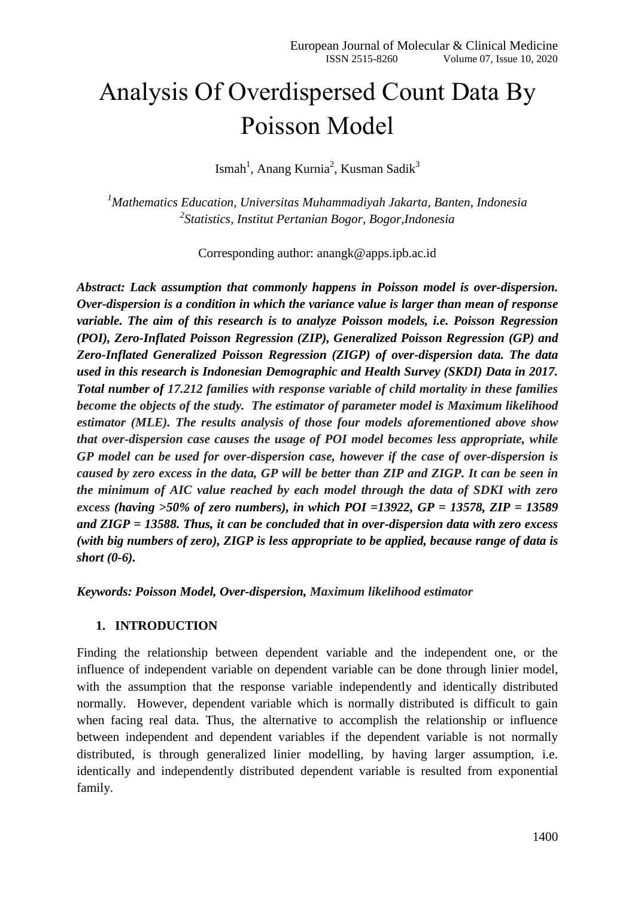# Analysis Of Overdispersed Count Data By Poisson Model

Ismah[1], Anang Kurnia[2], Kusman Sadik[3]

[1]*Mathematics Education, Universitas Muhammadiyah Jakarta, Banten, Indonesia*
[2]*Statistics, Institut Pertanian Bogor, Bogor,Indonesia*

Corresponding author: anangk@apps.ipb.ac.id

***Abstract:** **Lack assumption that commonly happens in Poisson model is over-dispersion. Over-dispersion is a condition in which the variance value is larger than mean of response variable. The aim of this research is to analyze Poisson models, i.e. Poisson Regression (POI), Zero-Inflated Poisson Regression (ZIP), Generalized Poisson Regression (GP) and Zero-Inflated Generalized Poisson Regression (ZIGP) of over-dispersion data. The data used in this research is Indonesian Demographic and Health Survey (SKDI) Data in 2017. Total number of 17.212 families with response variable of child mortality in these families become the objects of the study. The estimator of parameter model is Maximum likelihood estimator (MLE). The results analysis of those four models aforementioned above show that over-dispersion case causes the usage of POI model becomes less appropriate, while GP model can be used for over-dispersion case, however if the case of over-dispersion is caused by zero excess in the data, GP will be better than ZIP and ZIGP. It can be seen in the minimum of AIC value reached by each model through the data of SDKI with zero excess (having >50% of zero numbers), in which POI =13922, GP = 13578, ZIP = 13589 and ZIGP = 13588. Thus, it can be concluded that in over-dispersion data with zero excess (with big numbers of zero), ZIGP is less appropriate to be applied, because range of data is short (0-6).***

***Keywords: Poisson Model, Over-dispersion, Maximum likelihood estimator***

## 1. INTRODUCTION

Finding the relationship between dependent variable and the independent one, or the influence of independent variable on dependent variable can be done through linier model, with the assumption that the response variable independently and identically distributed normally. However, dependent variable which is normally distributed is difficult to gain when facing real data. Thus, the alternative to accomplish the relationship or influence between independent and dependent variables if the dependent variable is not normally distributed, is through generalized linier modelling, by having larger assumption, i.e. identically and independently distributed dependent variable is resulted from exponential family.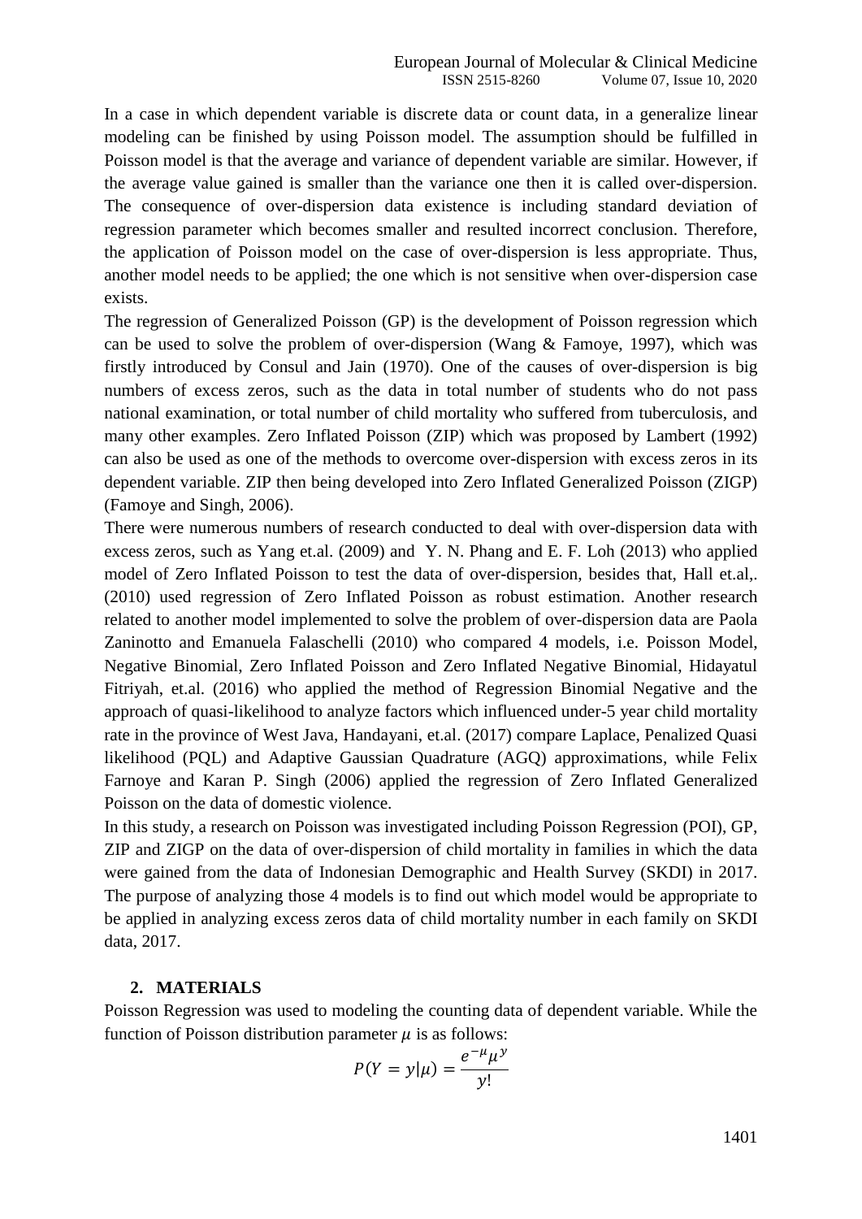In a case in which dependent variable is discrete data or count data, in a generalize linear modeling can be finished by using Poisson model. The assumption should be fulfilled in Poisson model is that the average and variance of dependent variable are similar. However, if the average value gained is smaller than the variance one then it is called over-dispersion. The consequence of over-dispersion data existence is including standard deviation of regression parameter which becomes smaller and resulted incorrect conclusion. Therefore, the application of Poisson model on the case of over-dispersion is less appropriate. Thus, another model needs to be applied; the one which is not sensitive when over-dispersion case exists.

The regression of Generalized Poisson (GP) is the development of Poisson regression which can be used to solve the problem of over-dispersion (Wang & Famoye, 1997), which was firstly introduced by Consul and Jain (1970). One of the causes of over-dispersion is big numbers of excess zeros, such as the data in total number of students who do not pass national examination, or total number of child mortality who suffered from tuberculosis, and many other examples. Zero Inflated Poisson (ZIP) which was proposed by Lambert (1992) can also be used as one of the methods to overcome over-dispersion with excess zeros in its dependent variable. ZIP then being developed into Zero Inflated Generalized Poisson (ZIGP) (Famoye and Singh, 2006).

There were numerous numbers of research conducted to deal with over-dispersion data with excess zeros, such as Yang et.al. (2009) and Y. N. Phang and E. F. Loh (2013) who applied model of Zero Inflated Poisson to test the data of over-dispersion, besides that, Hall et.al,. (2010) used regression of Zero Inflated Poisson as robust estimation. Another research related to another model implemented to solve the problem of over-dispersion data are Paola Zaninotto and Emanuela Falaschelli (2010) who compared 4 models, i.e. Poisson Model, Negative Binomial, Zero Inflated Poisson and Zero Inflated Negative Binomial, Hidayatul Fitriyah, et.al. (2016) who applied the method of Regression Binomial Negative and the approach of quasi-likelihood to analyze factors which influenced under-5 year child mortality rate in the province of West Java, Handayani, et.al. (2017) compare Laplace, Penalized Quasi likelihood (PQL) and Adaptive Gaussian Quadrature (AGQ) approximations, while Felix Farnoye and Karan P. Singh (2006) applied the regression of Zero Inflated Generalized Poisson on the data of domestic violence.

In this study, a research on Poisson was investigated including Poisson Regression (POI), GP, ZIP and ZIGP on the data of over-dispersion of child mortality in families in which the data were gained from the data of Indonesian Demographic and Health Survey (SKDI) in 2017. The purpose of analyzing those 4 models is to find out which model would be appropriate to be applied in analyzing excess zeros data of child mortality number in each family on SKDI data, 2017.

## 2. MATERIALS

Poisson Regression was used to modeling the counting data of dependent variable. While the function of Poisson distribution parameter $\mu$ is as follows:

$$P(Y = y|\mu) = \frac{e^{-\mu}\mu^{y}}{y!}$$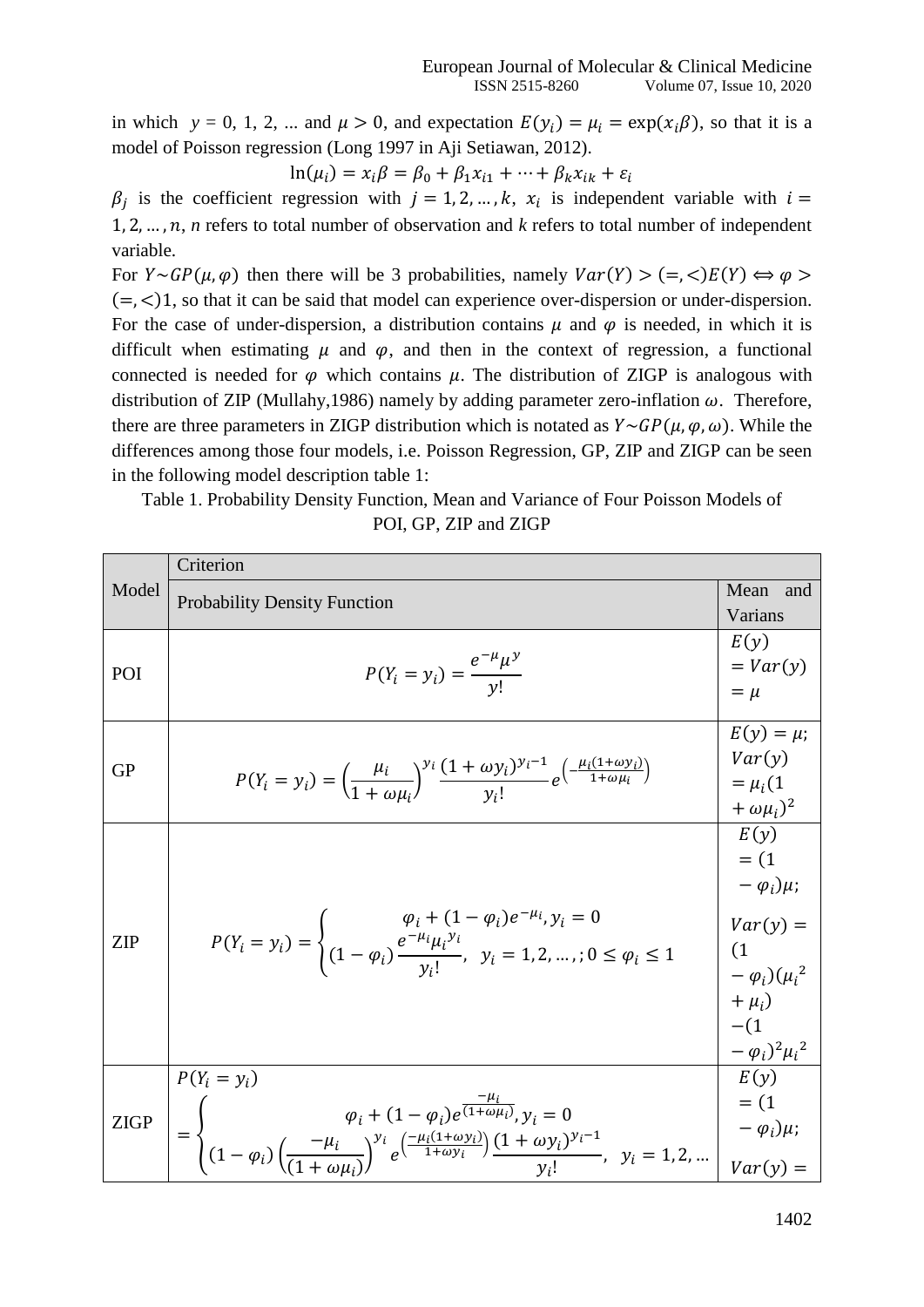in which $y = 0, 1, 2, \ldots$ and $\mu > 0$, and expectation $E(y_i) = \mu_i = \exp(x_i\beta)$, so that it is a model of Poisson regression (Long 1997 in Aji Setiawan, 2012).

$$\ln(\mu_i) = x_i\beta = \beta_0 + \beta_1 x_{i1} + \cdots + \beta_k x_{ik} + \varepsilon_i$$

$\beta_j$ is the coefficient regression with $j = 1, 2, \ldots, k$, $x_i$ is independent variable with $i = 1, 2, \ldots, n$, *n* refers to total number of observation and *k* refers to total number of independent variable.

For $Y \sim GP(\mu, \varphi)$ then there will be 3 probabilities, namely $Var(Y) > (=, <) E(Y) \Leftrightarrow \varphi > (=, <) 1$, so that it can be said that model can experience over-dispersion or under-dispersion. For the case of under-dispersion, a distribution contains $\mu$ and $\varphi$ is needed, in which it is difficult when estimating $\mu$ and $\varphi$, and then in the context of regression, a functional connected is needed for $\varphi$ which contains $\mu$. The distribution of ZIGP is analogous with distribution of ZIP (Mullahy,1986) namely by adding parameter zero-inflation $\omega$. Therefore, there are three parameters in ZIGP distribution which is notated as $Y \sim GP(\mu, \varphi, \omega)$. While the differences among those four models, i.e. Poisson Regression, GP, ZIP and ZIGP can be seen in the following model description table 1:

Table 1. Probability Density Function, Mean and Variance of Four Poisson Models of POI, GP, ZIP and ZIGP

| Model | Criterion | |
|---|---|---|
| | Probability Density Function | Mean and Varians |
| POI | $P(Y_i = y_i) = \frac{e^{-\mu}\mu^y}{y!}$ | $E(y) = Var(y) = \mu$ |
| GP | $P(Y_i = y_i) = \left(\frac{\mu_i}{1 + \omega\mu_i}\right)^{y_i} \frac{(1 + \omega y_i)^{y_i - 1}}{y_i!} e^{\left(-\frac{\mu_i(1 + \omega y_i)}{1 + \omega\mu_i}\right)}$ | $E(y) = \mu$; $Var(y) = \mu_i(1 + \omega\mu_i)^2$ |
| ZIP | $P(Y_i = y_i) = \begin{cases} \varphi_i + (1 - \varphi_i)e^{-\mu_i}, y_i = 0 \\ (1 - \varphi_i)\frac{e^{-\mu_i}{\mu_i}^{y_i}}{y_i!}, \ y_i = 1, 2, \ldots, ; 0 \leq \varphi_i \leq 1 \end{cases}$ | $E(y) = (1 - \varphi_i)\mu$; $Var(y) = (1 - \varphi_i)({\mu_i}^2 + \mu_i) - (1 - \varphi_i)^2{\mu_i}^2$ |
| ZIGP | $P(Y_i = y_i) = \begin{cases} \varphi_i + (1 - \varphi_i)e^{\frac{-\mu_i}{(1 + \omega\mu_i)}}, y_i = 0 \\ (1 - \varphi_i)\left(\frac{-\mu_i}{(1 + \omega\mu_i)}\right)^{y_i} e^{\left(\frac{-\mu_i(1 + \omega y_i)}{1 + \omega y_i}\right)} \frac{(1 + \omega y_i)^{y_i - 1}}{y_i!}, \ y_i = 1, 2, \ldots \end{cases}$ | $E(y) = (1 - \varphi_i)\mu$; $Var(y) =$ |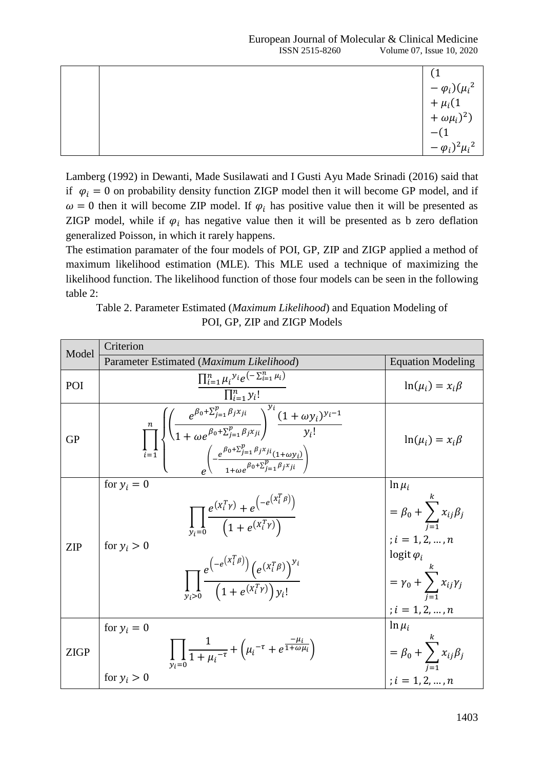| | | $(1 - \varphi_i)(\mu_i{}^2 + \mu_i(1 + \omega\mu_i)^2) - (1 - \varphi_i)^2\mu_i{}^2$ |
|---|---|---|

Lamberg (1992) in Dewanti, Made Susilawati and I Gusti Ayu Made Srinadi (2016) said that if $\varphi_i = 0$ on probability density function ZIGP model then it will become GP model, and if $\omega = 0$ then it will become ZIP model. If $\varphi_i$ has positive value then it will be presented as ZIGP model, while if $\varphi_i$ has negative value then it will be presented as b zero deflation generalized Poisson, in which it rarely happens.

The estimation paramater of the four models of POI, GP, ZIP and ZIGP applied a method of maximum likelihood estimation (MLE). This MLE used a technique of maximizing the likelihood function. The likelihood function of those four models can be seen in the following table 2:

Table 2. Parameter Estimated (*Maximum Likelihood*) and Equation Modeling of POI, GP, ZIP and ZIGP Models

| Model | Criterion | |
|---|---|---|
| | Parameter Estimated (*Maximum Likelihood*) | Equation Modeling |
| POI | $\dfrac{\prod_{i=1}^{n} \mu_i{}^{y_i} e^{\left(-\sum_{i=1}^{n} \mu_i\right)}}{\prod_{i=1}^{n} y_i!}$ | $\ln(\mu_i) = x_i\beta$ |
| GP | $\prod_{i=1}^{n} \left\{ \left( \dfrac{e^{\beta_0 + \sum_{j=1}^{p} \beta_j x_{ji}}}{1 + \omega e^{\beta_0 + \sum_{j=1}^{p} \beta_j x_{ji}}} \right)^{y_i} \dfrac{(1 + \omega y_i)^{y_i - 1}}{y_i!} e^{\left( -\frac{e^{\beta_0 + \sum_{j=1}^{p} \beta_j x_{ji}}(1 + \omega y_i)}{1 + \omega e^{\beta_0 + \sum_{j=1}^{p} \beta_j x_{ji}}} \right)} \right.$ | $\ln(\mu_i) = x_i\beta$ |
| ZIP | for $y_i = 0$ $\prod_{y_i=0} \dfrac{e^{(X_i^T\gamma)} + e^{\left(-e^{(X_i^T\beta)}\right)}}{\left(1 + e^{(X_i^T\gamma)}\right)}$ for $y_i > 0$ $\prod_{y_i>0} \dfrac{e^{\left(-e^{(X_i^T\beta)}\right)} \left(e^{(X_i^T\beta)}\right)^{y_i}}{\left(1 + e^{(X_i^T\gamma)}\right) y_i!}$ | $\ln \mu_i = \beta_0 + \sum_{j=1}^{k} x_{ij}\beta_j$ ; $i = 1, 2, \dots, n$ $\text{logit}\, \varphi_i = \gamma_0 + \sum_{j=1}^{k} x_{ij}\gamma_j$ ; $i = 1, 2, \dots, n$ |
| ZIGP | for $y_i = 0$ $\prod_{y_i=0} \dfrac{1}{1 + \mu_i{}^{-\tau}} + \left( \mu_i{}^{-\tau} + e^{\frac{-\mu_i}{1 + \omega\mu_i}} \right)$ for $y_i > 0$ | $\ln \mu_i = \beta_0 + \sum_{j=1}^{k} x_{ij}\beta_j$ ; $i = 1, 2, \dots, n$ |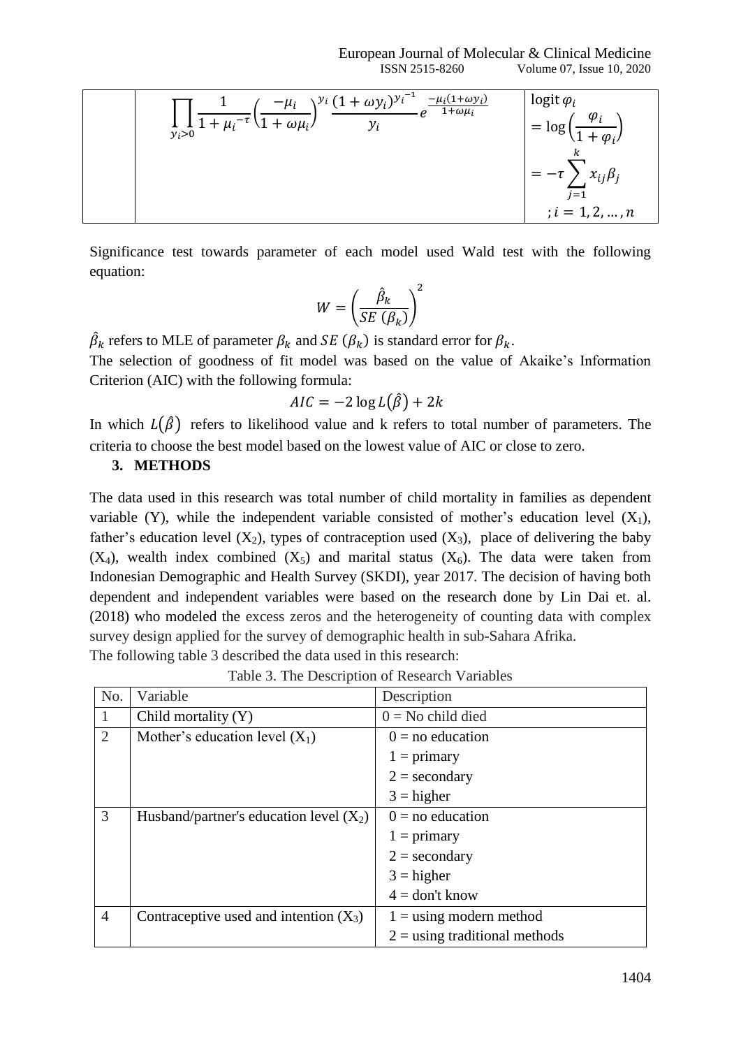| | $\prod_{y_i>0} \frac{1}{1+{\mu_i}^{-\tau}} \left(\frac{-\mu_i}{1+\omega\mu_i}\right)^{y_i} \frac{(1+\omega y_i)^{{y_i}^{-1}}}{y_i} e^{\frac{-\mu_i(1+\omega y_i)}{1+\omega\mu_i}}$ | $\text{logit}\,\varphi_i = \log\left(\frac{\varphi_i}{1+\varphi_i}\right) = -\tau\sum_{j=1}^{k} x_{ij}\beta_j$ ; $i = 1, 2, \ldots, n$ |
|---|---|---|

Significance test towards parameter of each model used Wald test with the following equation:

$$W = \left(\frac{\hat{\beta}_k}{SE\ (\beta_k)}\right)^2$$

$\hat{\beta}_k$ refers to MLE of parameter $\beta_k$ and $SE\ (\beta_k)$ is standard error for $\beta_k$.

The selection of goodness of fit model was based on the value of Akaike's Information Criterion (AIC) with the following formula:

$$AIC = -2\log L(\hat{\beta}) + 2k$$

In which $L(\hat{\beta})$ refers to likelihood value and k refers to total number of parameters. The criteria to choose the best model based on the lowest value of AIC or close to zero.

## 3. METHODS

The data used in this research was total number of child mortality in families as dependent variable (Y), while the independent variable consisted of mother's education level ($X_1$), father's education level ($X_2$), types of contraception used ($X_3$), place of delivering the baby ($X_4$), wealth index combined ($X_5$) and marital status ($X_6$). The data were taken from Indonesian Demographic and Health Survey (SKDI), year 2017. The decision of having both dependent and independent variables were based on the research done by Lin Dai et. al. (2018) who modeled the excess zeros and the heterogeneity of counting data with complex survey design applied for the survey of demographic health in sub-Sahara Afrika.

The following table 3 described the data used in this research:

Table 3. The Description of Research Variables

| No. | Variable | Description |
|---|---|---|
| 1 | Child mortality (Y) | 0 = No child died |
| 2 | Mother's education level ($X_1$) | 0 = no education<br>1 = primary<br>2 = secondary<br>3 = higher |
| 3 | Husband/partner's education level ($X_2$) | 0 = no education<br>1 = primary<br>2 = secondary<br>3 = higher<br>4 = don't know |
| 4 | Contraceptive used and intention ($X_3$) | 1 = using modern method<br>2 = using traditional methods |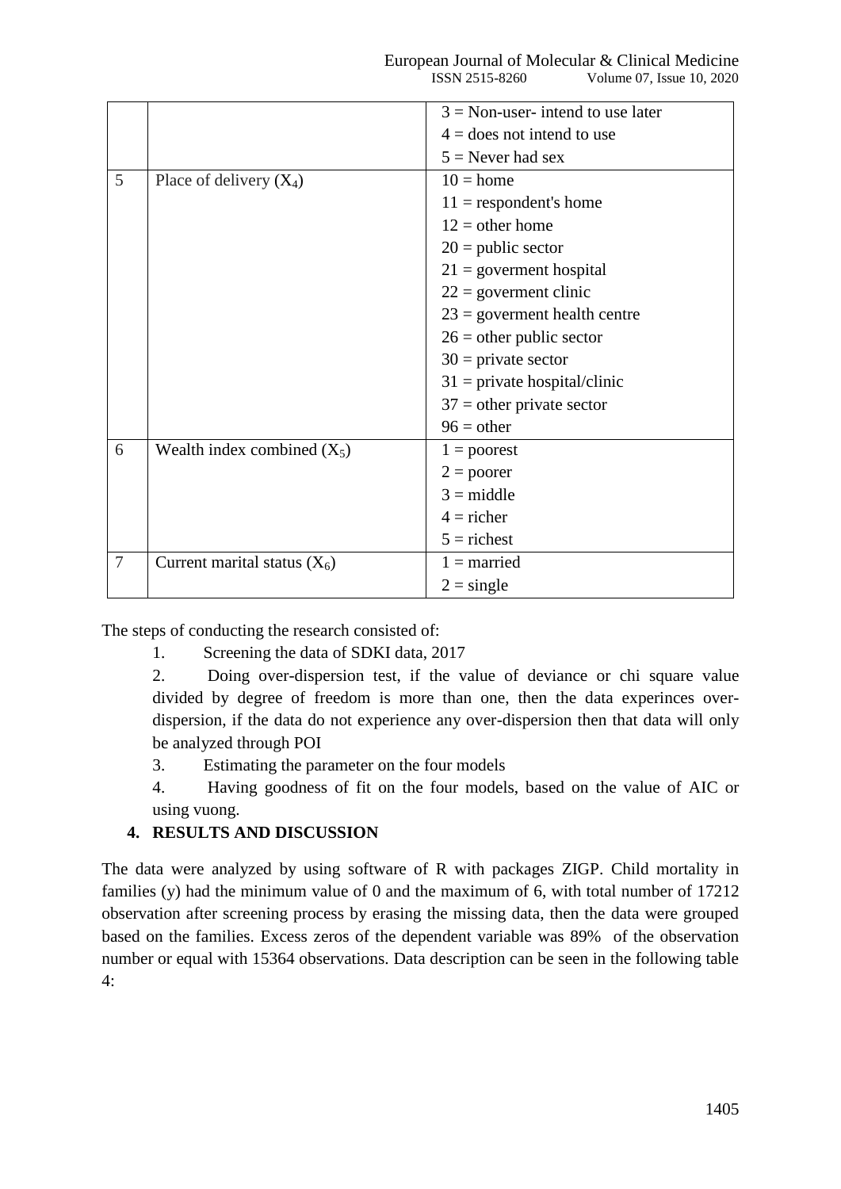| | | 3 = Non-user- intend to use later<br>4 = does not intend to use<br>5 = Never had sex |
|---|---|---|
| 5 | Place of delivery ($X_4$) | 10 = home<br>11 = respondent's home<br>12 = other home<br>20 = public sector<br>21 = goverment hospital<br>22 = goverment clinic<br>23 = goverment health centre<br>26 = other public sector<br>30 = private sector<br>31 = private hospital/clinic<br>37 = other private sector<br>96 = other |
| 6 | Wealth index combined ($X_5$) | 1 = poorest<br>2 = poorer<br>3 = middle<br>4 = richer<br>5 = richest |
| 7 | Current marital status ($X_6$) | 1 = married<br>2 = single |

The steps of conducting the research consisted of:

1. Screening the data of SDKI data, 2017
2. Doing over-dispersion test, if the value of deviance or chi square value divided by degree of freedom is more than one, then the data experinces over-dispersion, if the data do not experience any over-dispersion then that data will only be analyzed through POI
3. Estimating the parameter on the four models
4. Having goodness of fit on the four models, based on the value of AIC or using vuong.

## 4. RESULTS AND DISCUSSION

The data were analyzed by using software of R with packages ZIGP. Child mortality in families (y) had the minimum value of 0 and the maximum of 6, with total number of 17212 observation after screening process by erasing the missing data, then the data were grouped based on the families. Excess zeros of the dependent variable was 89% of the observation number or equal with 15364 observations. Data description can be seen in the following table 4: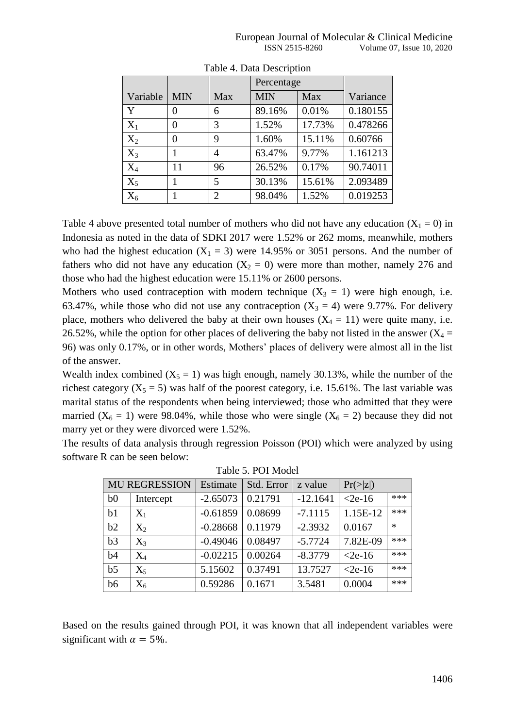Table 4. Data Description

| Variable | MIN | Max | Percentage | | Variance |
|---|---|---|---|---|---|
| | | | MIN | Max | |
| Y | 0 | 6 | 89.16% | 0.01% | 0.180155 |
| $X_1$ | 0 | 3 | 1.52% | 17.73% | 0.478266 |
| $X_2$ | 0 | 9 | 1.60% | 15.11% | 0.60766 |
| $X_3$ | 1 | 4 | 63.47% | 9.77% | 1.161213 |
| $X_4$ | 11 | 96 | 26.52% | 0.17% | 90.74011 |
| $X_5$ | 1 | 5 | 30.13% | 15.61% | 2.093489 |
| $X_6$ | 1 | 2 | 98.04% | 1.52% | 0.019253 |

Table 4 above presented total number of mothers who did not have any education ($X_1 = 0$) in Indonesia as noted in the data of SDKI 2017 were 1.52% or 262 moms, meanwhile, mothers who had the highest education ($X_1 = 3$) were 14.95% or 3051 persons. And the number of fathers who did not have any education ($X_2 = 0$) were more than mother, namely 276 and those who had the highest education were 15.11% or 2600 persons.

Mothers who used contraception with modern technique ($X_3 = 1$) were high enough, i.e. 63.47%, while those who did not use any contraception ($X_3 = 4$) were 9.77%. For delivery place, mothers who delivered the baby at their own houses ($X_4 = 11$) were quite many, i.e. 26.52%, while the option for other places of delivering the baby not listed in the answer ($X_4 = 96$) was only 0.17%, or in other words, Mothers' places of delivery were almost all in the list of the answer.

Wealth index combined ($X_5 = 1$) was high enough, namely 30.13%, while the number of the richest category ($X_5 = 5$) was half of the poorest category, i.e. 15.61%. The last variable was marital status of the respondents when being interviewed; those who admitted that they were married ($X_6 = 1$) were 98.04%, while those who were single ($X_6 = 2$) because they did not marry yet or they were divorced were 1.52%.

The results of data analysis through regression Poisson (POI) which were analyzed by using software R can be seen below:

Table 5. POI Model

| MU REGRESSION | | Estimate | Std. Error | z value | Pr(>\|z\|) | |
|---|---|---|---|---|---|---|
| b0 | Intercept | -2.65073 | 0.21791 | -12.1641 | <2e-16 | *** |
| b1 | $X_1$ | -0.61859 | 0.08699 | -7.1115 | 1.15E-12 | *** |
| b2 | $X_2$ | -0.28668 | 0.11979 | -2.3932 | 0.0167 | * |
| b3 | $X_3$ | -0.49046 | 0.08497 | -5.7724 | 7.82E-09 | *** |
| b4 | $X_4$ | -0.02215 | 0.00264 | -8.3779 | <2e-16 | *** |
| b5 | $X_5$ | 5.15602 | 0.37491 | 13.7527 | <2e-16 | *** |
| b6 | $X_6$ | 0.59286 | 0.1671 | 3.5481 | 0.0004 | *** |

Based on the results gained through POI, it was known that all independent variables were significant with $\alpha = 5\%$.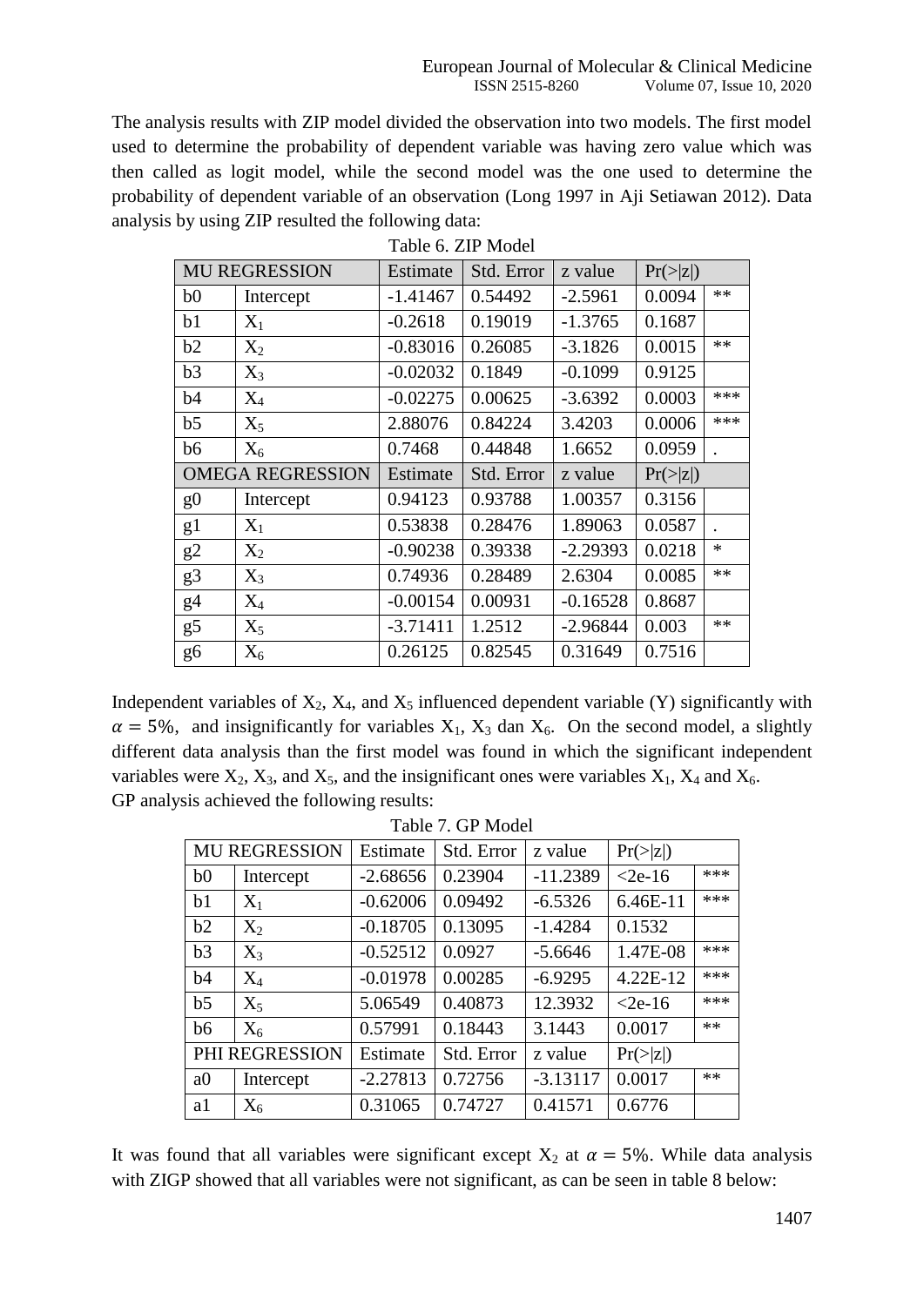The analysis results with ZIP model divided the observation into two models. The first model used to determine the probability of dependent variable was having zero value which was then called as logit model, while the second model was the one used to determine the probability of dependent variable of an observation (Long 1997 in Aji Setiawan 2012). Data analysis by using ZIP resulted the following data:

Table 6. ZIP Model

| MU REGRESSION | | Estimate | Std. Error | z value | Pr(>\|z\|) | |
|---|---|---|---|---|---|---|
| b0 | Intercept | -1.41467 | 0.54492 | -2.5961 | 0.0094 | ** |
| b1 | $X_1$ | -0.2618 | 0.19019 | -1.3765 | 0.1687 | |
| b2 | $X_2$ | -0.83016 | 0.26085 | -3.1826 | 0.0015 | ** |
| b3 | $X_3$ | -0.02032 | 0.1849 | -0.1099 | 0.9125 | |
| b4 | $X_4$ | -0.02275 | 0.00625 | -3.6392 | 0.0003 | *** |
| b5 | $X_5$ | 2.88076 | 0.84224 | 3.4203 | 0.0006 | *** |
| b6 | $X_6$ | 0.7468 | 0.44848 | 1.6652 | 0.0959 | . |
| OMEGA REGRESSION | | Estimate | Std. Error | z value | Pr(>\|z\|) | |
| g0 | Intercept | 0.94123 | 0.93788 | 1.00357 | 0.3156 | |
| g1 | $X_1$ | 0.53838 | 0.28476 | 1.89063 | 0.0587 | . |
| g2 | $X_2$ | -0.90238 | 0.39338 | -2.29393 | 0.0218 | * |
| g3 | $X_3$ | 0.74936 | 0.28489 | 2.6304 | 0.0085 | ** |
| g4 | $X_4$ | -0.00154 | 0.00931 | -0.16528 | 0.8687 | |
| g5 | $X_5$ | -3.71411 | 1.2512 | -2.96844 | 0.003 | ** |
| g6 | $X_6$ | 0.26125 | 0.82545 | 0.31649 | 0.7516 | |

Independent variables of $X_2$, $X_4$, and $X_5$ influenced dependent variable (Y) significantly with $\alpha = 5\%$, and insignificantly for variables $X_1$, $X_3$ dan $X_6$. On the second model, a slightly different data analysis than the first model was found in which the significant independent variables were $X_2$, $X_3$, and $X_5$, and the insignificant ones were variables $X_1$, $X_4$ and $X_6$.
GP analysis achieved the following results:

Table 7. GP Model

| MU REGRESSION | | Estimate | Std. Error | z value | Pr(>\|z\|) | |
|---|---|---|---|---|---|---|
| b0 | Intercept | -2.68656 | 0.23904 | -11.2389 | <2e-16 | *** |
| b1 | $X_1$ | -0.62006 | 0.09492 | -6.5326 | 6.46E-11 | *** |
| b2 | $X_2$ | -0.18705 | 0.13095 | -1.4284 | 0.1532 | |
| b3 | $X_3$ | -0.52512 | 0.0927 | -5.6646 | 1.47E-08 | *** |
| b4 | $X_4$ | -0.01978 | 0.00285 | -6.9295 | 4.22E-12 | *** |
| b5 | $X_5$ | 5.06549 | 0.40873 | 12.3932 | <2e-16 | *** |
| b6 | $X_6$ | 0.57991 | 0.18443 | 3.1443 | 0.0017 | ** |
| PHI REGRESSION | | Estimate | Std. Error | z value | Pr(>\|z\|) | |
| a0 | Intercept | -2.27813 | 0.72756 | -3.13117 | 0.0017 | ** |
| a1 | $X_6$ | 0.31065 | 0.74727 | 0.41571 | 0.6776 | |

It was found that all variables were significant except $X_2$ at $\alpha = 5\%$. While data analysis with ZIGP showed that all variables were not significant, as can be seen in table 8 below: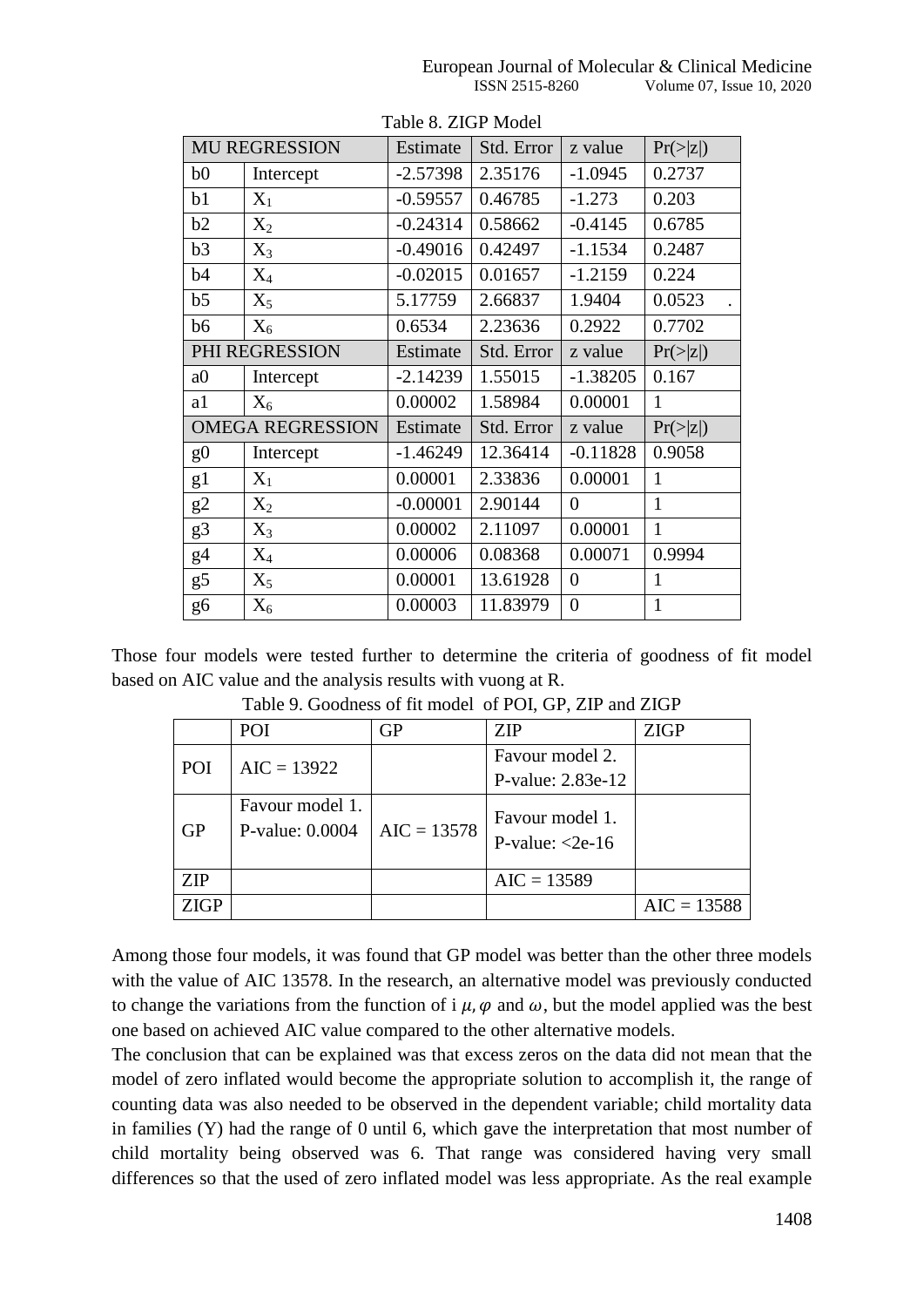Table 8. ZIGP Model

| MU REGRESSION | | Estimate | Std. Error | z value | Pr(>\|z\|) |
|---|---|---|---|---|---|
| b0 | Intercept | -2.57398 | 2.35176 | -1.0945 | 0.2737 |
| b1 | $X_1$ | -0.59557 | 0.46785 | -1.273 | 0.203 |
| b2 | $X_2$ | -0.24314 | 0.58662 | -0.4145 | 0.6785 |
| b3 | $X_3$ | -0.49016 | 0.42497 | -1.1534 | 0.2487 |
| b4 | $X_4$ | -0.02015 | 0.01657 | -1.2159 | 0.224 |
| b5 | $X_5$ | 5.17759 | 2.66837 | 1.9404 | 0.0523 . |
| b6 | $X_6$ | 0.6534 | 2.23636 | 0.2922 | 0.7702 |
| PHI REGRESSION | | Estimate | Std. Error | z value | Pr(>\|z\|) |
| a0 | Intercept | -2.14239 | 1.55015 | -1.38205 | 0.167 |
| a1 | $X_6$ | 0.00002 | 1.58984 | 0.00001 | 1 |
| OMEGA REGRESSION | | Estimate | Std. Error | z value | Pr(>\|z\|) |
| g0 | Intercept | -1.46249 | 12.36414 | -0.11828 | 0.9058 |
| g1 | $X_1$ | 0.00001 | 2.33836 | 0.00001 | 1 |
| g2 | $X_2$ | -0.00001 | 2.90144 | 0 | 1 |
| g3 | $X_3$ | 0.00002 | 2.11097 | 0.00001 | 1 |
| g4 | $X_4$ | 0.00006 | 0.08368 | 0.00071 | 0.9994 |
| g5 | $X_5$ | 0.00001 | 13.61928 | 0 | 1 |
| g6 | $X_6$ | 0.00003 | 11.83979 | 0 | 1 |

Those four models were tested further to determine the criteria of goodness of fit model based on AIC value and the analysis results with vuong at R.

Table 9. Goodness of fit model of POI, GP, ZIP and ZIGP

| | POI | GP | ZIP | ZIGP |
|---|---|---|---|---|
| POI | AIC = 13922 | | Favour model 2. P-value: 2.83e-12 | |
| GP | Favour model 1. P-value: 0.0004 | AIC = 13578 | Favour model 1. P-value: <2e-16 | |
| ZIP | | | AIC = 13589 | |
| ZIGP | | | | AIC = 13588 |

Among those four models, it was found that GP model was better than the other three models with the value of AIC 13578. In the research, an alternative model was previously conducted to change the variations from the function of i $\mu, \varphi$ and $\omega$, but the model applied was the best one based on achieved AIC value compared to the other alternative models.

The conclusion that can be explained was that excess zeros on the data did not mean that the model of zero inflated would become the appropriate solution to accomplish it, the range of counting data was also needed to be observed in the dependent variable; child mortality data in families (Y) had the range of 0 until 6, which gave the interpretation that most number of child mortality being observed was 6. That range was considered having very small differences so that the used of zero inflated model was less appropriate. As the real example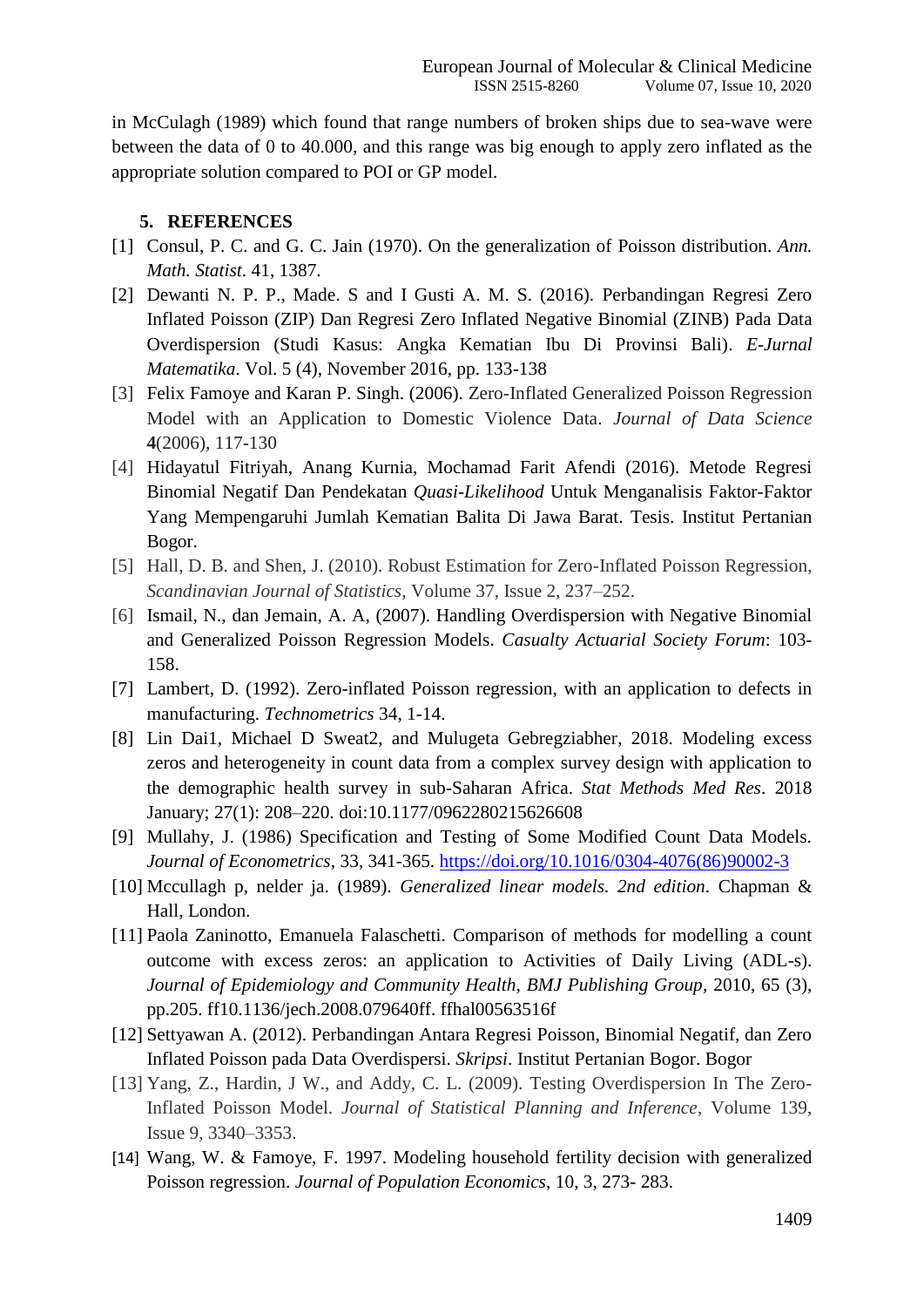in McCulagh (1989) which found that range numbers of broken ships due to sea-wave were between the data of 0 to 40.000, and this range was big enough to apply zero inflated as the appropriate solution compared to POI or GP model.

## 5. REFERENCES

[1] Consul, P. C. and G. C. Jain (1970). On the generalization of Poisson distribution. *Ann. Math. Statist*. 41, 1387.

[2] Dewanti N. P. P., Made. S and I Gusti A. M. S. (2016). Perbandingan Regresi Zero Inflated Poisson (ZIP) Dan Regresi Zero Inflated Negative Binomial (ZINB) Pada Data Overdispersion (Studi Kasus: Angka Kematian Ibu Di Provinsi Bali). *E-Jurnal Matematika*. Vol. 5 (4), November 2016, pp. 133-138

[3] Felix Famoye and Karan P. Singh. (2006). Zero-Inflated Generalized Poisson Regression Model with an Application to Domestic Violence Data. *Journal of Data Science* **4**(2006), 117-130

[4] Hidayatul Fitriyah, Anang Kurnia, Mochamad Farit Afendi (2016). Metode Regresi Binomial Negatif Dan Pendekatan *Quasi-Likelihood* Untuk Menganalisis Faktor-Faktor Yang Mempengaruhi Jumlah Kematian Balita Di Jawa Barat. Tesis. Institut Pertanian Bogor.

[5] Hall, D. B. and Shen, J. (2010). Robust Estimation for Zero-Inflated Poisson Regression, *Scandinavian Journal of Statistics*, Volume 37, Issue 2, 237–252.

[6] Ismail, N., dan Jemain, A. A, (2007). Handling Overdispersion with Negative Binomial and Generalized Poisson Regression Models. *Casualty Actuarial Society Forum*: 103-158.

[7] Lambert, D. (1992). Zero-inflated Poisson regression, with an application to defects in manufacturing. *Technometrics* 34, 1-14.

[8] Lin Dai1, Michael D Sweat2, and Mulugeta Gebregziabher, 2018. Modeling excess zeros and heterogeneity in count data from a complex survey design with application to the demographic health survey in sub-Saharan Africa. *Stat Methods Med Res*. 2018 January; 27(1): 208–220. doi:10.1177/0962280215626608

[9] Mullahy, J. (1986) Specification and Testing of Some Modified Count Data Models. *Journal of Econometrics*, 33, 341-365. https://doi.org/10.1016/0304-4076(86)90002-3

[10] Mccullagh p, nelder ja. (1989). *Generalized linear models. 2nd edition*. Chapman & Hall, London.

[11] Paola Zaninotto, Emanuela Falaschetti. Comparison of methods for modelling a count outcome with excess zeros: an application to Activities of Daily Living (ADL-s). *Journal of Epidemiology and Community Health, BMJ Publishing Group*, 2010, 65 (3), pp.205. ff10.1136/jech.2008.079640ff. ffhal00563516f

[12] Settyawan A. (2012). Perbandingan Antara Regresi Poisson, Binomial Negatif, dan Zero Inflated Poisson pada Data Overdispersi. *Skripsi*. Institut Pertanian Bogor. Bogor

[13] Yang, Z., Hardin, J W., and Addy, C. L. (2009). Testing Overdispersion In The Zero-Inflated Poisson Model. *Journal of Statistical Planning and Inference*, Volume 139, Issue 9, 3340–3353.

[14] Wang, W. & Famoye, F. 1997. Modeling household fertility decision with generalized Poisson regression. *Journal of Population Economics*, 10, 3, 273- 283.